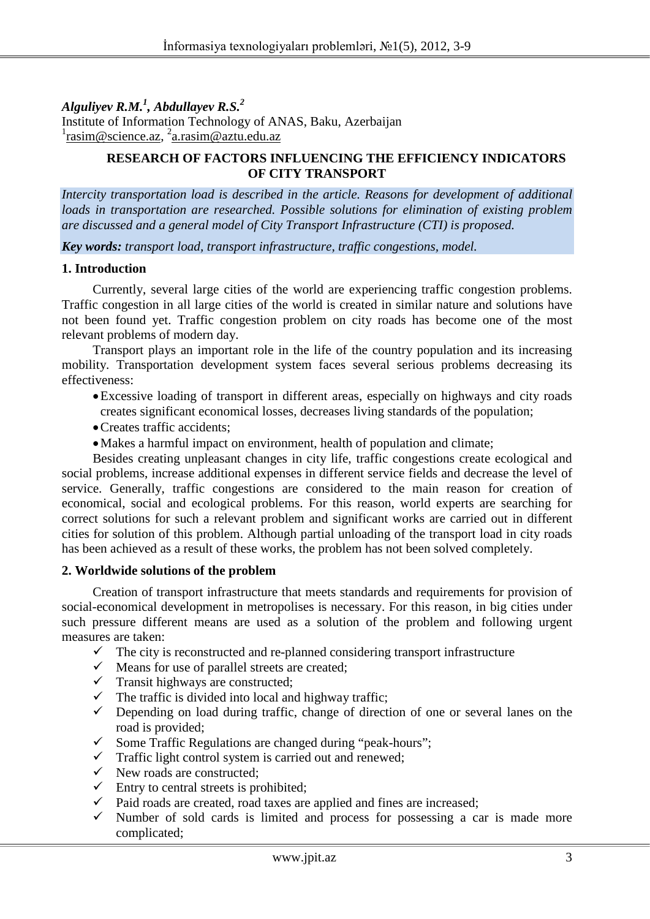***Alguliyev R.M.[1], Abdullayev R.S.[2]***

Institute of Information Technology of ANAS, Baku, Azerbaijan

[1]rasim@science.az, [2]a.rasim@aztu.edu.az

# RESEARCH OF FACTORS INFLUENCING THE EFFICIENCY INDICATORS OF CITY TRANSPORT

*Intercity transportation load is described in the article. Reasons for development of additional loads in transportation are researched. Possible solutions for elimination of existing problem are discussed and a general model of City Transport Infrastructure (CTI) is proposed.*

***Key words:*** *transport load, transport infrastructure, traffic congestions, model.*

## 1. Introduction

Currently, several large cities of the world are experiencing traffic congestion problems. Traffic congestion in all large cities of the world is created in similar nature and solutions have not been found yet. Traffic congestion problem on city roads has become one of the most relevant problems of modern day.

Transport plays an important role in the life of the country population and its increasing mobility. Transportation development system faces several serious problems decreasing its effectiveness:

- Excessive loading of transport in different areas, especially on highways and city roads creates significant economical losses, decreases living standards of the population;
- Creates traffic accidents;
- Makes a harmful impact on environment, health of population and climate;

Besides creating unpleasant changes in city life, traffic congestions create ecological and social problems, increase additional expenses in different service fields and decrease the level of service. Generally, traffic congestions are considered to the main reason for creation of economical, social and ecological problems. For this reason, world experts are searching for correct solutions for such a relevant problem and significant works are carried out in different cities for solution of this problem. Although partial unloading of the transport load in city roads has been achieved as a result of these works, the problem has not been solved completely.

## 2. Worldwide solutions of the problem

Creation of transport infrastructure that meets standards and requirements for provision of social-economical development in metropolises is necessary. For this reason, in big cities under such pressure different means are used as a solution of the problem and following urgent measures are taken:

- ✓ The city is reconstructed and re-planned considering transport infrastructure
- ✓ Means for use of parallel streets are created;
- ✓ Transit highways are constructed;
- ✓ The traffic is divided into local and highway traffic;
- ✓ Depending on load during traffic, change of direction of one or several lanes on the road is provided;
- ✓ Some Traffic Regulations are changed during "peak-hours";
- ✓ Traffic light control system is carried out and renewed;
- ✓ New roads are constructed;
- ✓ Entry to central streets is prohibited;
- ✓ Paid roads are created, road taxes are applied and fines are increased;
- ✓ Number of sold cards is limited and process for possessing a car is made more complicated;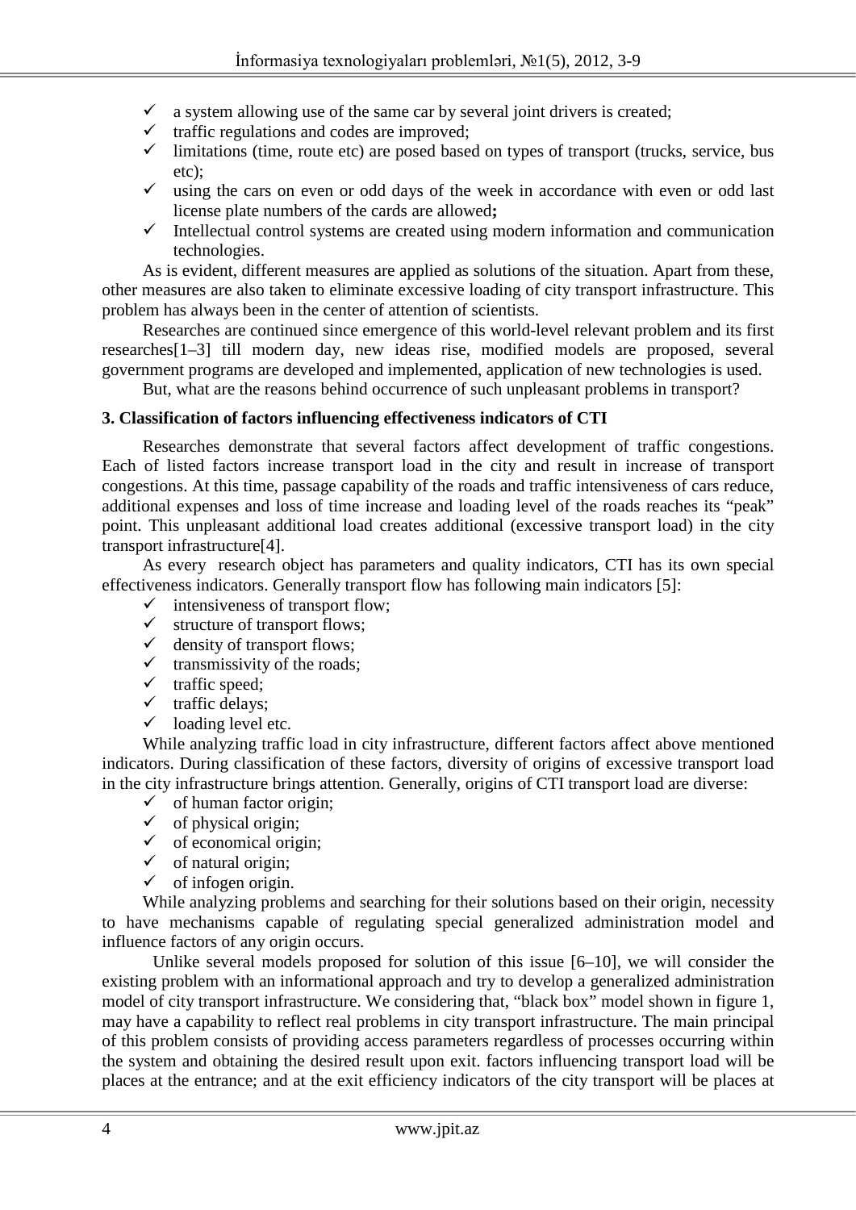- ✓ a system allowing use of the same car by several joint drivers is created;
- ✓ traffic regulations and codes are improved;
- ✓ limitations (time, route etc) are posed based on types of transport (trucks, service, bus etc);
- ✓ using the cars on even or odd days of the week in accordance with even or odd last license plate numbers of the cards are allowed**;**
- ✓ Intellectual control systems are created using modern information and communication technologies.

As is evident, different measures are applied as solutions of the situation. Apart from these, other measures are also taken to eliminate excessive loading of city transport infrastructure. This problem has always been in the center of attention of scientists.

Researches are continued since emergence of this world-level relevant problem and its first researches[1–3] till modern day, new ideas rise, modified models are proposed, several government programs are developed and implemented, application of new technologies is used.

But, what are the reasons behind occurrence of such unpleasant problems in transport?

## 3. Classification of factors influencing effectiveness indicators of CTI

Researches demonstrate that several factors affect development of traffic congestions. Each of listed factors increase transport load in the city and result in increase of transport congestions. At this time, passage capability of the roads and traffic intensiveness of cars reduce, additional expenses and loss of time increase and loading level of the roads reaches its "peak" point. This unpleasant additional load creates additional (excessive transport load) in the city transport infrastructure[4].

As every research object has parameters and quality indicators, CTI has its own special effectiveness indicators. Generally transport flow has following main indicators [5]:

- ✓ intensiveness of transport flow;
- ✓ structure of transport flows;
- ✓ density of transport flows;
- ✓ transmissivity of the roads;
- ✓ traffic speed;
- ✓ traffic delays;
- ✓ loading level etc.

While analyzing traffic load in city infrastructure, different factors affect above mentioned indicators. During classification of these factors, diversity of origins of excessive transport load in the city infrastructure brings attention. Generally, origins of CTI transport load are diverse:

- ✓ of human factor origin;
- ✓ of physical origin;
- ✓ of economical origin;
- ✓ of natural origin;
- ✓ of infogen origin.

While analyzing problems and searching for their solutions based on their origin, necessity to have mechanisms capable of regulating special generalized administration model and influence factors of any origin occurs.

Unlike several models proposed for solution of this issue [6–10], we will consider the existing problem with an informational approach and try to develop a generalized administration model of city transport infrastructure. We considering that, "black box" model shown in figure 1, may have a capability to reflect real problems in city transport infrastructure. The main principal of this problem consists of providing access parameters regardless of processes occurring within the system and obtaining the desired result upon exit. factors influencing transport load will be places at the entrance; and at the exit efficiency indicators of the city transport will be places at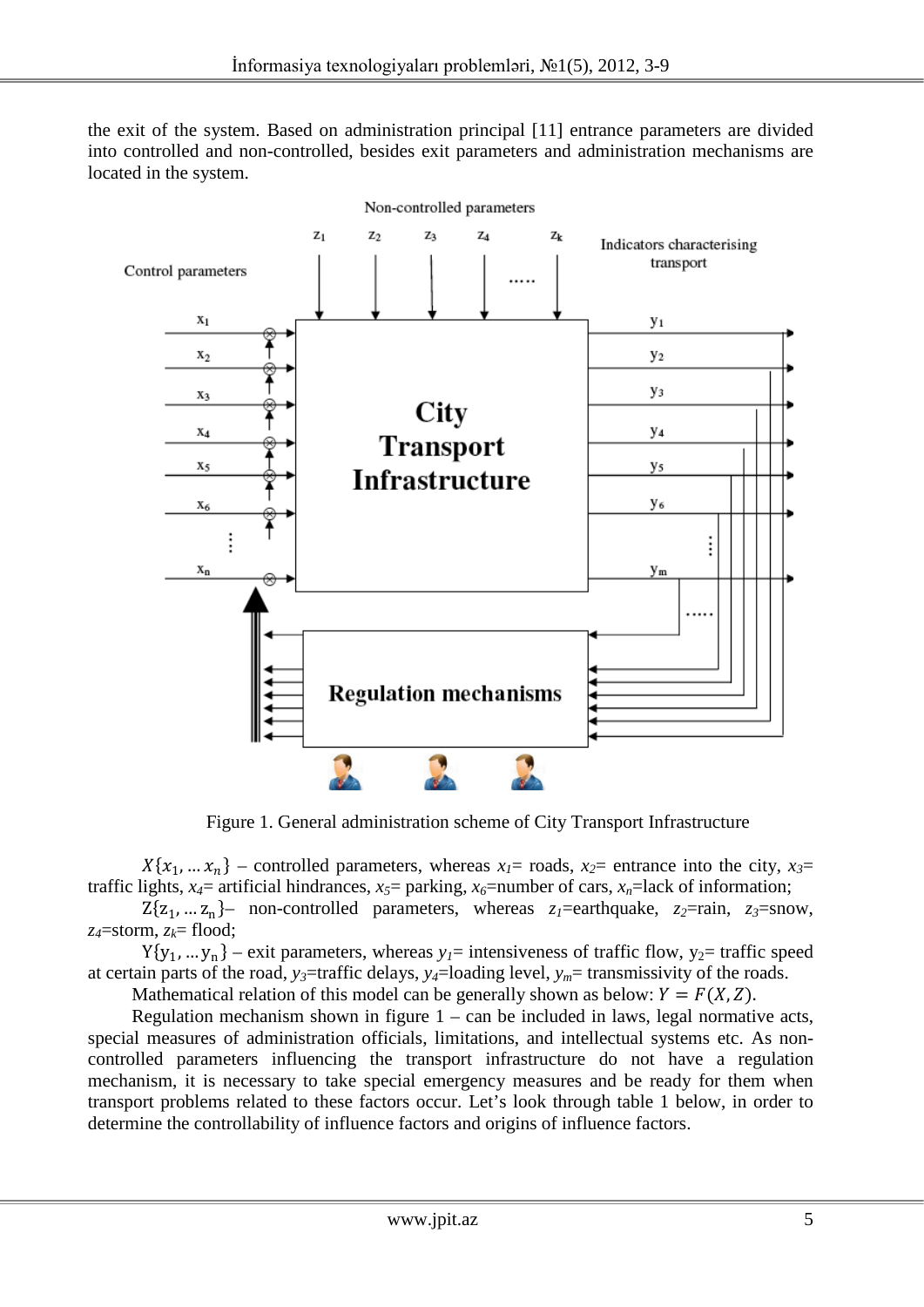the exit of the system. Based on administration principal [11] entrance parameters are divided into controlled and non-controlled, besides exit parameters and administration mechanisms are located in the system.

Figure 1. General administration scheme of City Transport Infrastructure

$X\{x_1, \ldots x_n\}$ – controlled parameters, whereas $x_1$= roads, $x_2$= entrance into the city, $x_3$= traffic lights, $x_4$= artificial hindrances, $x_5$= parking, $x_6$=number of cars, $x_n$=lack of information;

$Z\{z_1, \ldots z_n\}$– non-controlled parameters, whereas $z_1$=earthquake, $z_2$=rain, $z_3$=snow, $z_4$=storm, $z_k$= flood;

$Y\{y_1, \ldots y_n\}$ – exit parameters, whereas $y_1$= intensiveness of traffic flow, $y_2$= traffic speed at certain parts of the road, $y_3$=traffic delays, $y_4$=loading level, $y_m$= transmissivity of the roads.

Mathematical relation of this model can be generally shown as below: $Y = F(X, Z)$.

Regulation mechanism shown in figure 1 – can be included in laws, legal normative acts, special measures of administration officials, limitations, and intellectual systems etc. As non-controlled parameters influencing the transport infrastructure do not have a regulation mechanism, it is necessary to take special emergency measures and be ready for them when transport problems related to these factors occur. Let's look through table 1 below, in order to determine the controllability of influence factors and origins of influence factors.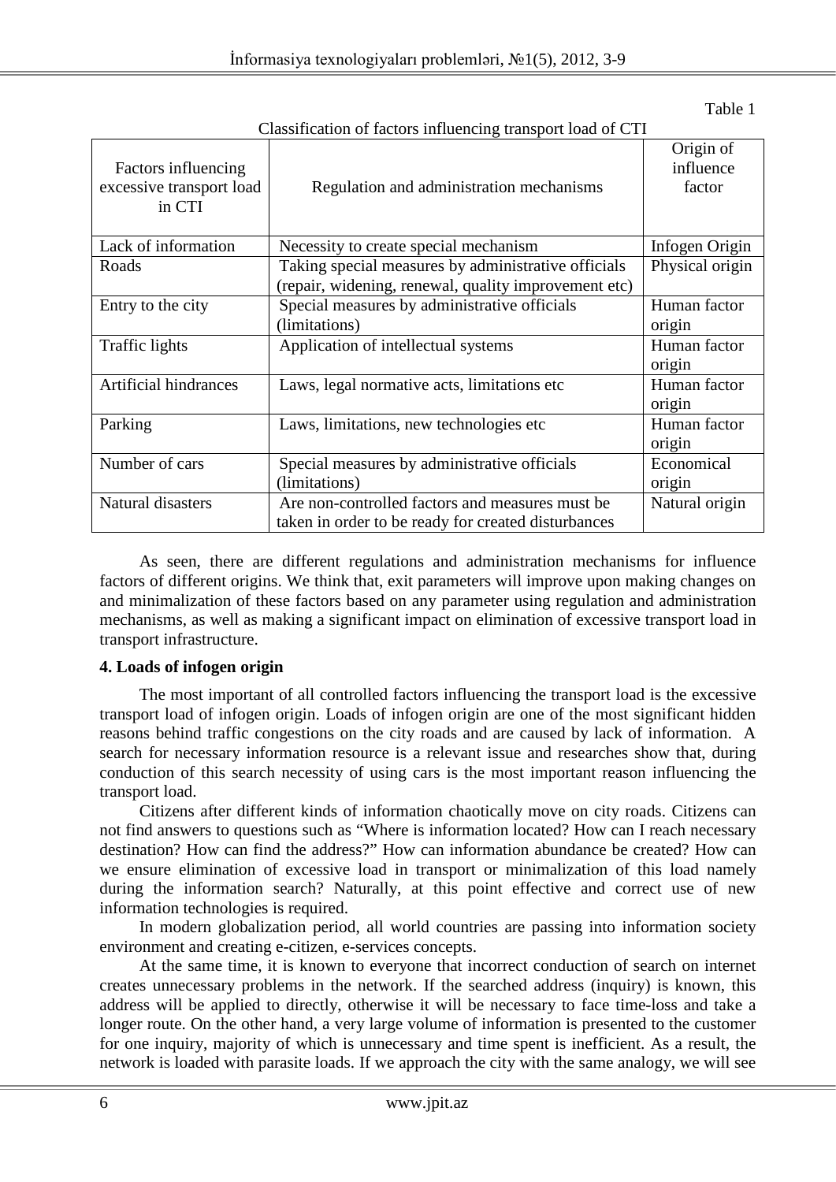Table 1

Classification of factors influencing transport load of CTI

| Factors influencing excessive transport load in CTI | Regulation and administration mechanisms | Origin of influence factor |
|---|---|---|
| Lack of information | Necessity to create special mechanism | Infogen Origin |
| Roads | Taking special measures by administrative officials (repair, widening, renewal, quality improvement etc) | Physical origin |
| Entry to the city | Special measures by administrative officials (limitations) | Human factor origin |
| Traffic lights | Application of intellectual systems | Human factor origin |
| Artificial hindrances | Laws, legal normative acts, limitations etc | Human factor origin |
| Parking | Laws, limitations, new technologies etc | Human factor origin |
| Number of cars | Special measures by administrative officials (limitations) | Economical origin |
| Natural disasters | Are non-controlled factors and measures must be taken in order to be ready for created disturbances | Natural origin |

As seen, there are different regulations and administration mechanisms for influence factors of different origins. We think that, exit parameters will improve upon making changes on and minimalization of these factors based on any parameter using regulation and administration mechanisms, as well as making a significant impact on elimination of excessive transport load in transport infrastructure.

**4. Loads of infogen origin**

The most important of all controlled factors influencing the transport load is the excessive transport load of infogen origin. Loads of infogen origin are one of the most significant hidden reasons behind traffic congestions on the city roads and are caused by lack of information. A search for necessary information resource is a relevant issue and researches show that, during conduction of this search necessity of using cars is the most important reason influencing the transport load.

Citizens after different kinds of information chaotically move on city roads. Citizens can not find answers to questions such as "Where is information located? How can I reach necessary destination? How can find the address?" How can information abundance be created? How can we ensure elimination of excessive load in transport or minimalization of this load namely during the information search? Naturally, at this point effective and correct use of new information technologies is required.

In modern globalization period, all world countries are passing into information society environment and creating e-citizen, e-services concepts.

At the same time, it is known to everyone that incorrect conduction of search on internet creates unnecessary problems in the network. If the searched address (inquiry) is known, this address will be applied to directly, otherwise it will be necessary to face time-loss and take a longer route. On the other hand, a very large volume of information is presented to the customer for one inquiry, majority of which is unnecessary and time spent is inefficient. As a result, the network is loaded with parasite loads. If we approach the city with the same analogy, we will see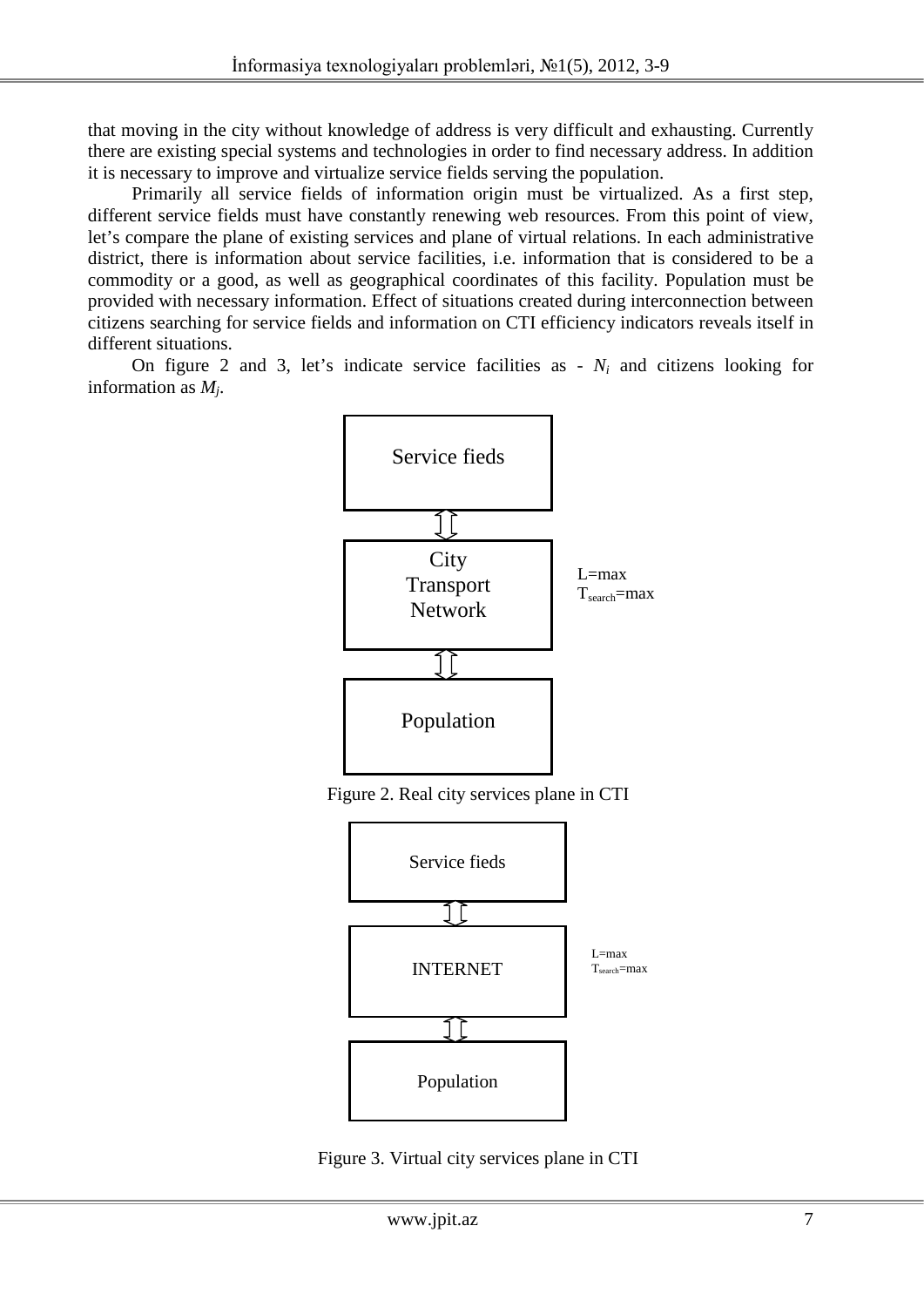that moving in the city without knowledge of address is very difficult and exhausting. Currently there are existing special systems and technologies in order to find necessary address. In addition it is necessary to improve and virtualize service fields serving the population.

Primarily all service fields of information origin must be virtualized. As a first step, different service fields must have constantly renewing web resources. From this point of view, let's compare the plane of existing services and plane of virtual relations. In each administrative district, there is information about service facilities, i.e. information that is considered to be a commodity or a good, as well as geographical coordinates of this facility. Population must be provided with necessary information. Effect of situations created during interconnection between citizens searching for service fields and information on CTI efficiency indicators reveals itself in different situations.

On figure 2 and 3, let's indicate service facilities as - $N_i$ and citizens looking for information as $M_j$.

Service fieds

⇕

City Transport Network — $L$=max, $T_{search}$=max

⇕

Population

Figure 2. Real city services plane in CTI

Service fieds

⇕

INTERNET — $L$=max, $T_{search}$=max

⇕

Population

Figure 3. Virtual city services plane in CTI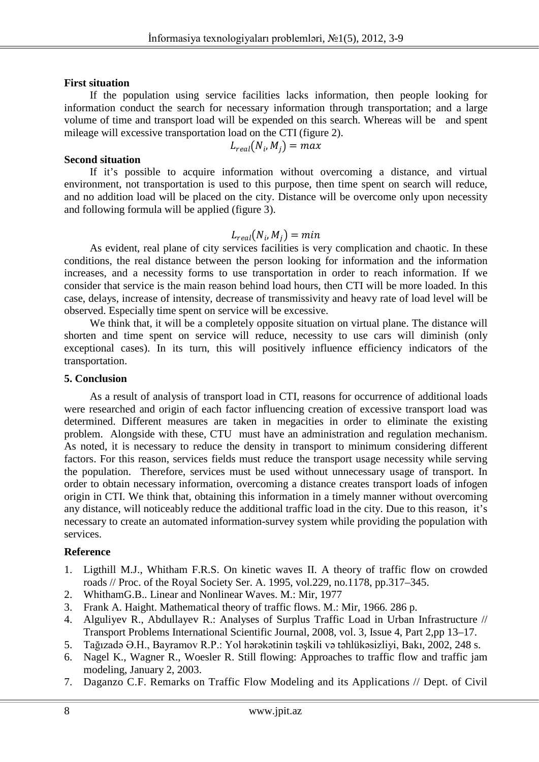**First situation**

If the population using service facilities lacks information, then people looking for information conduct the search for necessary information through transportation; and a large volume of time and transport load will be expended on this search. Whereas will be and spent mileage will excessive transportation load on the CTI (figure 2).

$$L_{real}(N_i, M_j) = max$$

**Second situation**

If it's possible to acquire information without overcoming a distance, and virtual environment, not transportation is used to this purpose, then time spent on search will reduce, and no addition load will be placed on the city. Distance will be overcome only upon necessity and following formula will be applied (figure 3).

$$L_{real}(N_i, M_j) = min$$

As evident, real plane of city services facilities is very complication and chaotic. In these conditions, the real distance between the person looking for information and the information increases, and a necessity forms to use transportation in order to reach information. If we consider that service is the main reason behind load hours, then CTI will be more loaded. In this case, delays, increase of intensity, decrease of transmissivity and heavy rate of load level will be observed. Especially time spent on service will be excessive.

We think that, it will be a completely opposite situation on virtual plane. The distance will shorten and time spent on service will reduce, necessity to use cars will diminish (only exceptional cases). In its turn, this will positively influence efficiency indicators of the transportation.

## 5. Conclusion

As a result of analysis of transport load in CTI, reasons for occurrence of additional loads were researched and origin of each factor influencing creation of excessive transport load was determined. Different measures are taken in megacities in order to eliminate the existing problem. Alongside with these, CTU must have an administration and regulation mechanism. As noted, it is necessary to reduce the density in transport to minimum considering different factors. For this reason, services fields must reduce the transport usage necessity while serving the population. Therefore, services must be used without unnecessary usage of transport. In order to obtain necessary information, overcoming a distance creates transport loads of infogen origin in CTI. We think that, obtaining this information in a timely manner without overcoming any distance, will noticeably reduce the additional traffic load in the city. Due to this reason, it's necessary to create an automated information-survey system while providing the population with services.

## Reference

1. Ligthill M.J., Whitham F.R.S. On kinetic waves II. A theory of traffic flow on crowded roads // Proc. of the Royal Society Ser. A. 1995, vol.229, no.1178, pp.317–345.
2. WhithamG.B.. Linear and Nonlinear Waves. M.: Mir, 1977
3. Frank A. Haight. Mathematical theory of traffic flows. M.: Mir, 1966. 286 p.
4. Alguliyev R., Abdullayev R.: Analyses of Surplus Traffic Load in Urban Infrastructure // Transport Problems International Scientific Journal, 2008, vol. 3, Issue 4, Part 2,pp 13–17.
5. Tağızadə Ə.H., Bayramov R.P.: Yol hərəkətinin təşkili və təhlükəsizliyi, Bakı, 2002, 248 s.
6. Nagel K., Wagner R., Woesler R. Still flowing: Approaches to traffic flow and traffic jam modeling, January 2, 2003.
7. Daganzo C.F. Remarks on Traffic Flow Modeling and its Applications // Dept. of Civil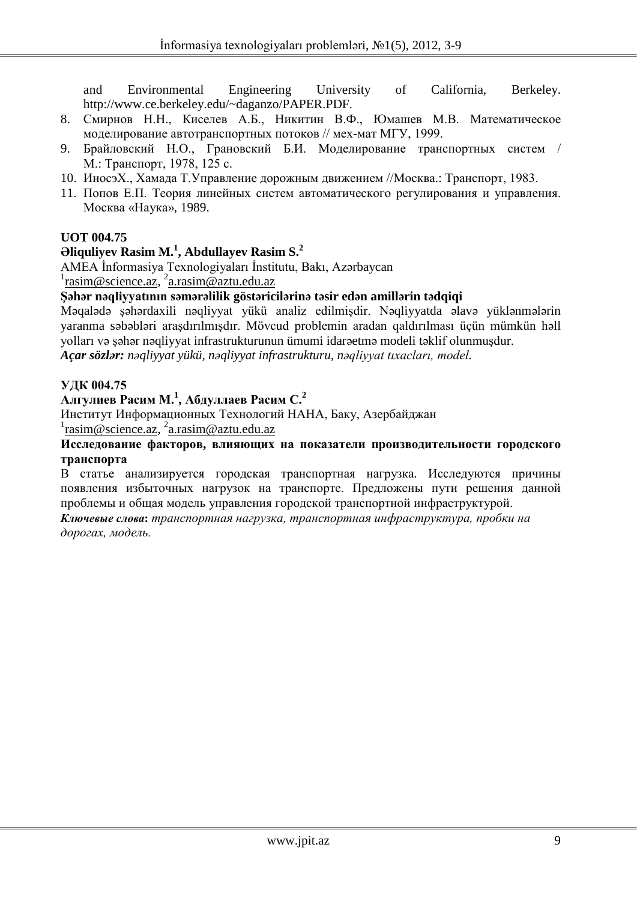and Environmental Engineering University of California, Berkeley. http://www.ce.berkeley.edu/~daganzo/PAPER.PDF.

8. Смирнов Н.Н., Киселев А.Б., Никитин В.Ф., Юмашев М.В. Математическое моделирование автотранспортных потоков // мех-мат МГУ, 1999.
9. Брайловский Н.О., Грановский Б.И. Моделирование транспортных систем / М.: Транспорт, 1978, 125 с.
10. ИносэХ., Хамада Т.Управление дорожным движением //Москва.: Транспорт, 1983.
11. Попов Е.П. Теория линейных систем автоматического регулирования и управления. Москва «Наука», 1989.

**UOT 004.75**

**Əliquliyev Rasim M.[1], Abdullayev Rasim S.[2]**

AMEA İnformasiya Texnologiyaları İnstitutu, Bakı, Azərbaycan

[1]rasim@science.az, [2]a.rasim@aztu.edu.az

**Şəhər nəqliyyatının səmərəlilik göstəricilərinə təsir edən amillərin tədqiqi**

Məqalədə şəhərdaxili nəqliyyat yükü analiz edilmişdir. Nəqliyyatda əlavə yüklənmələrin yaranma səbəbləri araşdırılmışdır. Mövcud problemin aradan qaldırılması üçün mümkün həll yolları və şəhər nəqliyyat infrastrukturunun ümumi idarəetmə modeli təklif olunmuşdur.

***Açar sözlər:*** *nəqliyyat yükü, nəqliyyat infrastrukturu, nəqliyyat tıxacları, model.*

**УДК 004.75**

**Алгулиев Расим М.[1], Абдуллаев Расим С.[2]**

Институт Информационных Технологий НАНА, Баку, Азербайджан

[1]rasim@science.az, [2]a.rasim@aztu.edu.az

**Исследование факторов, влияющих на показатели производительности городского транспорта**

В статье анализируется городская транспортная нагрузка. Исследуются причины появления избыточных нагрузок на транспорте. Предложены пути решения данной проблемы и общая модель управления городской транспортной инфраструктурой.

***Ключевые слова*:** *транспортная нагрузка, транспортная инфраструктура, пробки на дорогах, модель.*